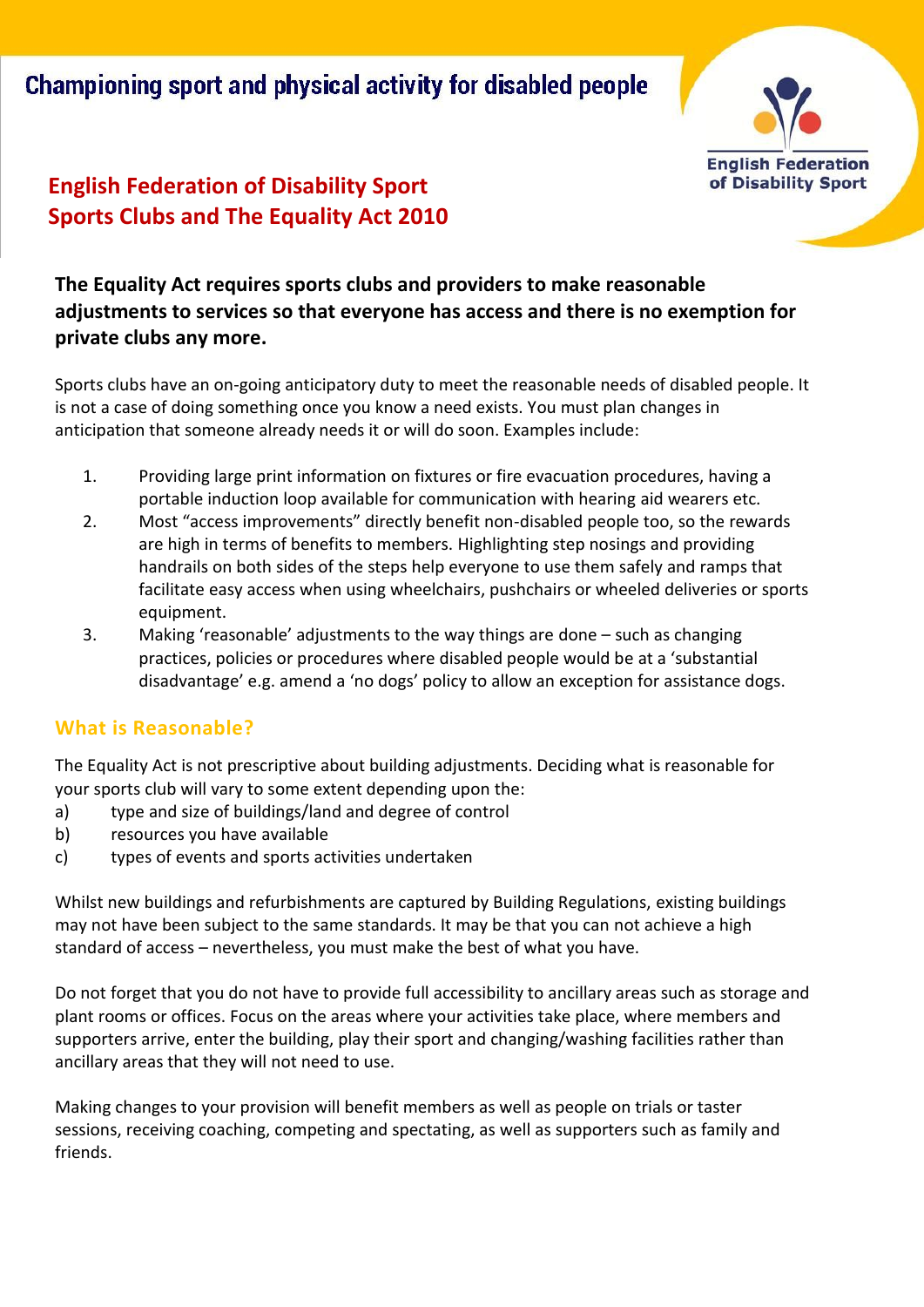Championing sport and physical activity for disabled people

English Federation of Disability Sport

# English Federation of Disability Sport
# Sports Clubs and The Equality Act 2010

**The Equality Act requires sports clubs and providers to make reasonable adjustments to services so that everyone has access and there is no exemption for private clubs any more.**

Sports clubs have an on-going anticipatory duty to meet the reasonable needs of disabled people. It is not a case of doing something once you know a need exists. You must plan changes in anticipation that someone already needs it or will do soon. Examples include:

1. Providing large print information on fixtures or fire evacuation procedures, having a portable induction loop available for communication with hearing aid wearers etc.
2. Most "access improvements" directly benefit non-disabled people too, so the rewards are high in terms of benefits to members. Highlighting step nosings and providing handrails on both sides of the steps help everyone to use them safely and ramps that facilitate easy access when using wheelchairs, pushchairs or wheeled deliveries or sports equipment.
3. Making 'reasonable' adjustments to the way things are done – such as changing practices, policies or procedures where disabled people would be at a 'substantial disadvantage' e.g. amend a 'no dogs' policy to allow an exception for assistance dogs.

## What is Reasonable?

The Equality Act is not prescriptive about building adjustments. Deciding what is reasonable for your sports club will vary to some extent depending upon the:

a) type and size of buildings/land and degree of control
b) resources you have available
c) types of events and sports activities undertaken

Whilst new buildings and refurbishments are captured by Building Regulations, existing buildings may not have been subject to the same standards. It may be that you can not achieve a high standard of access – nevertheless, you must make the best of what you have.

Do not forget that you do not have to provide full accessibility to ancillary areas such as storage and plant rooms or offices. Focus on the areas where your activities take place, where members and supporters arrive, enter the building, play their sport and changing/washing facilities rather than ancillary areas that they will not need to use.

Making changes to your provision will benefit members as well as people on trials or taster sessions, receiving coaching, competing and spectating, as well as supporters such as family and friends.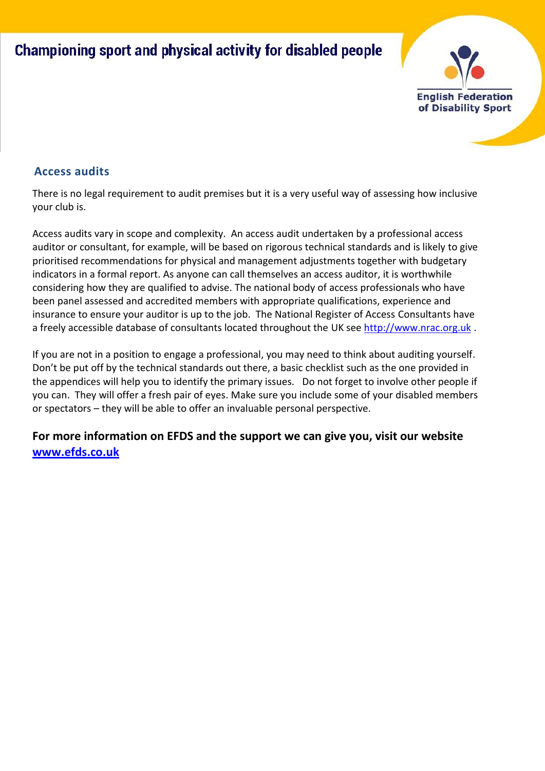## Access audits

There is no legal requirement to audit premises but it is a very useful way of assessing how inclusive your club is.

Access audits vary in scope and complexity. An access audit undertaken by a professional access auditor or consultant, for example, will be based on rigorous technical standards and is likely to give prioritised recommendations for physical and management adjustments together with budgetary indicators in a formal report. As anyone can call themselves an access auditor, it is worthwhile considering how they are qualified to advise. The national body of access professionals who have been panel assessed and accredited members with appropriate qualifications, experience and insurance to ensure your auditor is up to the job. The National Register of Access Consultants have a freely accessible database of consultants located throughout the UK see [http://www.nrac.org.uk](http://www.nrac.org.uk) .

If you are not in a position to engage a professional, you may need to think about auditing yourself. Don't be put off by the technical standards out there, a basic checklist such as the one provided in the appendices will help you to identify the primary issues. Do not forget to involve other people if you can. They will offer a fresh pair of eyes. Make sure you include some of your disabled members or spectators – they will be able to offer an invaluable personal perspective.

**For more information on EFDS and the support we can give you, visit our website [www.efds.co.uk](http://www.efds.co.uk)**